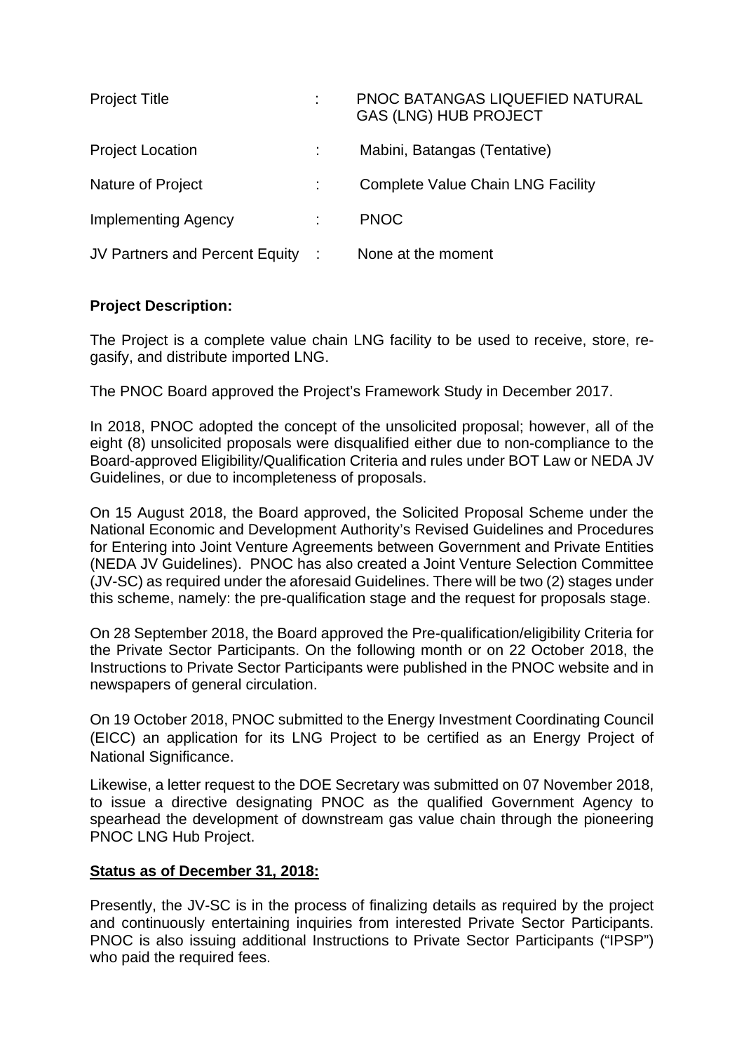| | | |
|---|---|---|
| Project Title | : | PNOC BATANGAS LIQUEFIED NATURAL GAS (LNG) HUB PROJECT |
| Project Location | : | Mabini, Batangas (Tentative) |
| Nature of Project | : | Complete Value Chain LNG Facility |
| Implementing Agency | : | PNOC |
| JV Partners and Percent Equity | : | None at the moment |

**Project Description:**

The Project is a complete value chain LNG facility to be used to receive, store, re-gasify, and distribute imported LNG.

The PNOC Board approved the Project's Framework Study in December 2017.

In 2018, PNOC adopted the concept of the unsolicited proposal; however, all of the eight (8) unsolicited proposals were disqualified either due to non-compliance to the Board-approved Eligibility/Qualification Criteria and rules under BOT Law or NEDA JV Guidelines, or due to incompleteness of proposals.

On 15 August 2018, the Board approved, the Solicited Proposal Scheme under the National Economic and Development Authority's Revised Guidelines and Procedures for Entering into Joint Venture Agreements between Government and Private Entities (NEDA JV Guidelines). PNOC has also created a Joint Venture Selection Committee (JV-SC) as required under the aforesaid Guidelines. There will be two (2) stages under this scheme, namely: the pre-qualification stage and the request for proposals stage.

On 28 September 2018, the Board approved the Pre-qualification/eligibility Criteria for the Private Sector Participants. On the following month or on 22 October 2018, the Instructions to Private Sector Participants were published in the PNOC website and in newspapers of general circulation.

On 19 October 2018, PNOC submitted to the Energy Investment Coordinating Council (EICC) an application for its LNG Project to be certified as an Energy Project of National Significance.

Likewise, a letter request to the DOE Secretary was submitted on 07 November 2018, to issue a directive designating PNOC as the qualified Government Agency to spearhead the development of downstream gas value chain through the pioneering PNOC LNG Hub Project.

**Status as of December 31, 2018:**

Presently, the JV-SC is in the process of finalizing details as required by the project and continuously entertaining inquiries from interested Private Sector Participants. PNOC is also issuing additional Instructions to Private Sector Participants ("IPSP") who paid the required fees.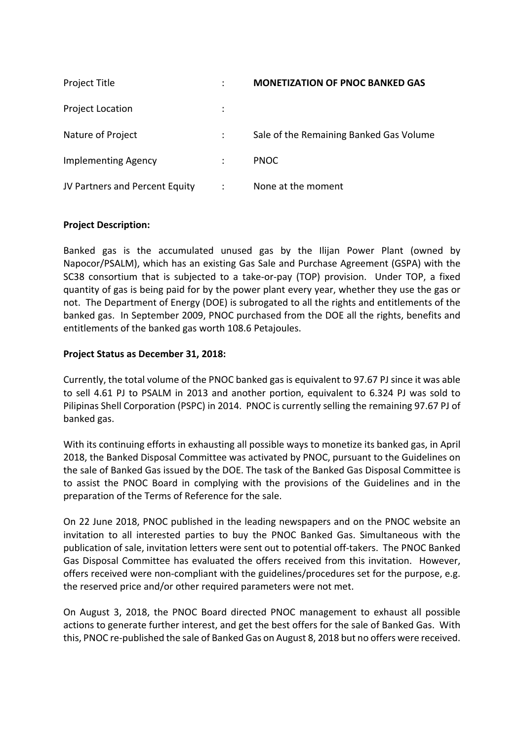| | | |
|---|---|---|
| Project Title | : | **MONETIZATION OF PNOC BANKED GAS** |
| Project Location | : | |
| Nature of Project | : | Sale of the Remaining Banked Gas Volume |
| Implementing Agency | : | PNOC |
| JV Partners and Percent Equity | : | None at the moment |

**Project Description:**

Banked gas is the accumulated unused gas by the Ilijan Power Plant (owned by Napocor/PSALM), which has an existing Gas Sale and Purchase Agreement (GSPA) with the SC38 consortium that is subjected to a take-or-pay (TOP) provision. Under TOP, a fixed quantity of gas is being paid for by the power plant every year, whether they use the gas or not. The Department of Energy (DOE) is subrogated to all the rights and entitlements of the banked gas. In September 2009, PNOC purchased from the DOE all the rights, benefits and entitlements of the banked gas worth 108.6 Petajoules.

**Project Status as December 31, 2018:**

Currently, the total volume of the PNOC banked gas is equivalent to 97.67 PJ since it was able to sell 4.61 PJ to PSALM in 2013 and another portion, equivalent to 6.324 PJ was sold to Pilipinas Shell Corporation (PSPC) in 2014. PNOC is currently selling the remaining 97.67 PJ of banked gas.

With its continuing efforts in exhausting all possible ways to monetize its banked gas, in April 2018, the Banked Disposal Committee was activated by PNOC, pursuant to the Guidelines on the sale of Banked Gas issued by the DOE. The task of the Banked Gas Disposal Committee is to assist the PNOC Board in complying with the provisions of the Guidelines and in the preparation of the Terms of Reference for the sale.

On 22 June 2018, PNOC published in the leading newspapers and on the PNOC website an invitation to all interested parties to buy the PNOC Banked Gas. Simultaneous with the publication of sale, invitation letters were sent out to potential off-takers. The PNOC Banked Gas Disposal Committee has evaluated the offers received from this invitation. However, offers received were non-compliant with the guidelines/procedures set for the purpose, e.g. the reserved price and/or other required parameters were not met.

On August 3, 2018, the PNOC Board directed PNOC management to exhaust all possible actions to generate further interest, and get the best offers for the sale of Banked Gas. With this, PNOC re-published the sale of Banked Gas on August 8, 2018 but no offers were received.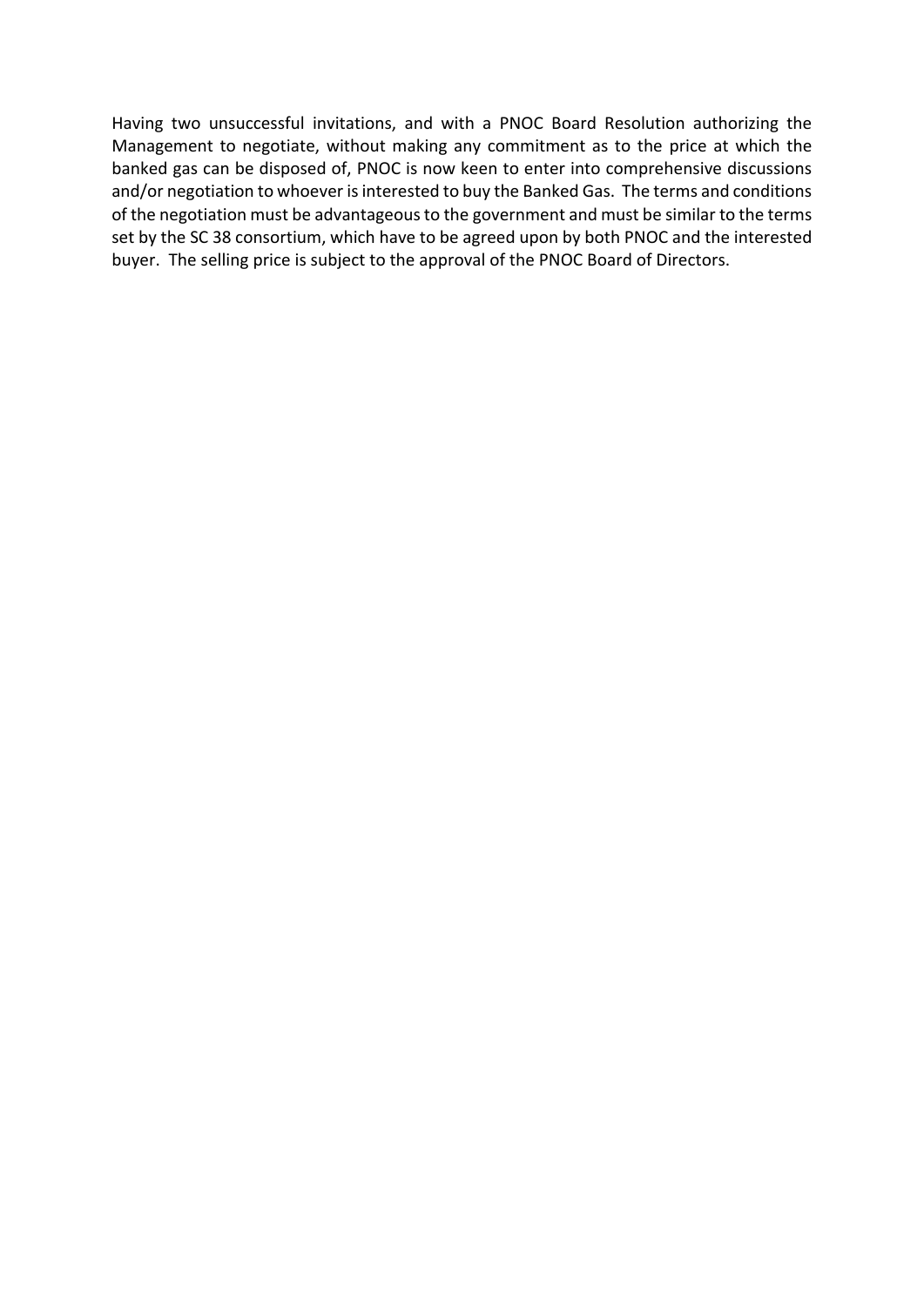Having two unsuccessful invitations, and with a PNOC Board Resolution authorizing the Management to negotiate, without making any commitment as to the price at which the banked gas can be disposed of, PNOC is now keen to enter into comprehensive discussions and/or negotiation to whoever is interested to buy the Banked Gas. The terms and conditions of the negotiation must be advantageous to the government and must be similar to the terms set by the SC 38 consortium, which have to be agreed upon by both PNOC and the interested buyer. The selling price is subject to the approval of the PNOC Board of Directors.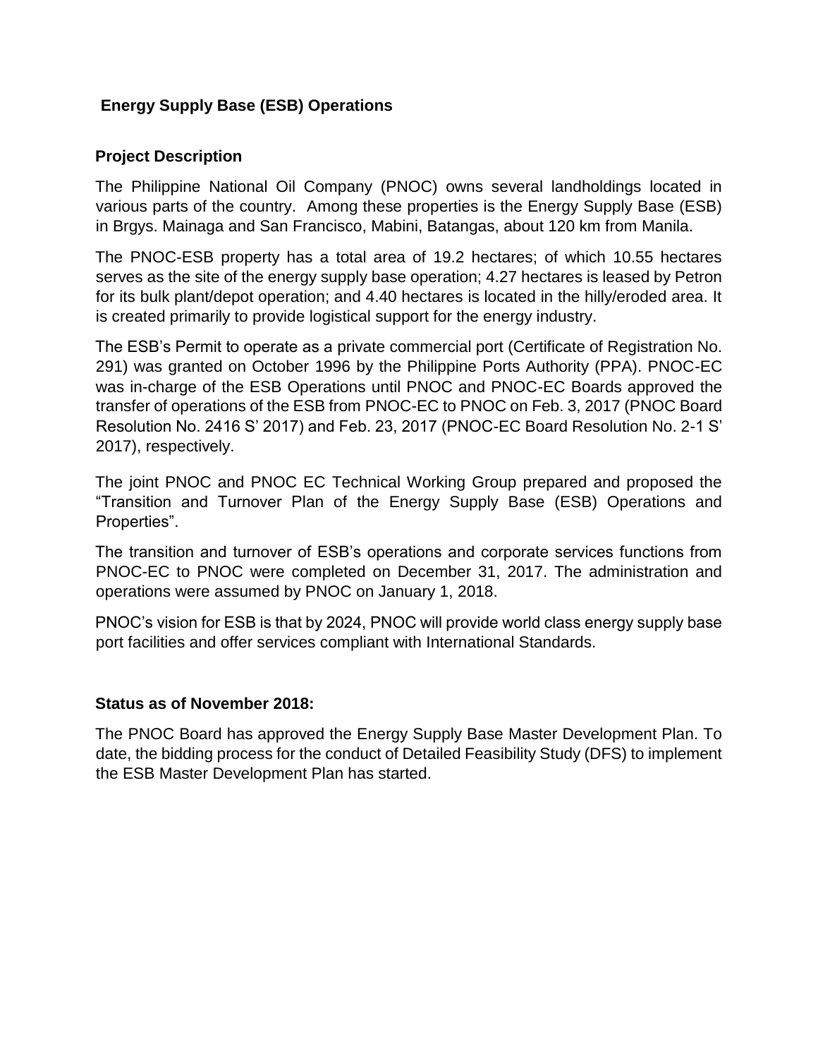## Energy Supply Base (ESB) Operations

### Project Description

The Philippine National Oil Company (PNOC) owns several landholdings located in various parts of the country. Among these properties is the Energy Supply Base (ESB) in Brgys. Mainaga and San Francisco, Mabini, Batangas, about 120 km from Manila.

The PNOC-ESB property has a total area of 19.2 hectares; of which 10.55 hectares serves as the site of the energy supply base operation; 4.27 hectares is leased by Petron for its bulk plant/depot operation; and 4.40 hectares is located in the hilly/eroded area. It is created primarily to provide logistical support for the energy industry.

The ESB's Permit to operate as a private commercial port (Certificate of Registration No. 291) was granted on October 1996 by the Philippine Ports Authority (PPA). PNOC-EC was in-charge of the ESB Operations until PNOC and PNOC-EC Boards approved the transfer of operations of the ESB from PNOC-EC to PNOC on Feb. 3, 2017 (PNOC Board Resolution No. 2416 S' 2017) and Feb. 23, 2017 (PNOC-EC Board Resolution No. 2-1 S' 2017), respectively.

The joint PNOC and PNOC EC Technical Working Group prepared and proposed the "Transition and Turnover Plan of the Energy Supply Base (ESB) Operations and Properties".

The transition and turnover of ESB's operations and corporate services functions from PNOC-EC to PNOC were completed on December 31, 2017. The administration and operations were assumed by PNOC on January 1, 2018.

PNOC's vision for ESB is that by 2024, PNOC will provide world class energy supply base port facilities and offer services compliant with International Standards.

### Status as of November 2018:

The PNOC Board has approved the Energy Supply Base Master Development Plan. To date, the bidding process for the conduct of Detailed Feasibility Study (DFS) to implement the ESB Master Development Plan has started.